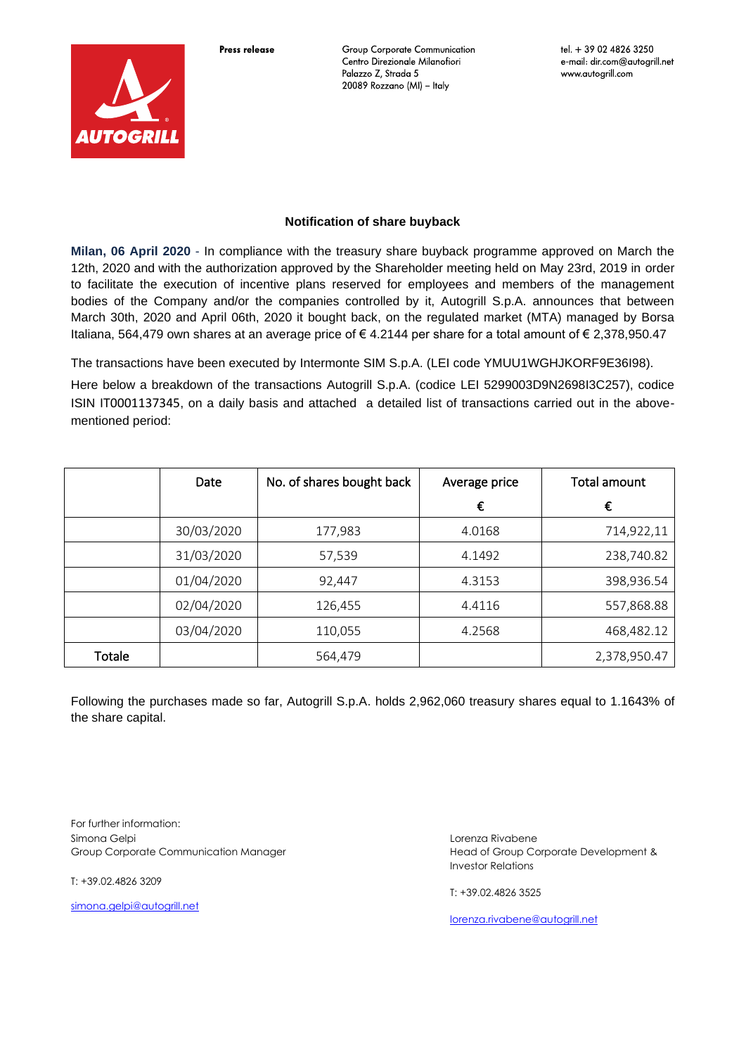Press release

Group Corporate Communication
Centro Direzionale Milanofiori
Palazzo Z, Strada 5
20089 Rozzano (MI) – Italy

tel. + 39 02 4826 3250
e-mail: dir.com@autogrill.net
www.autogrill.com

## Notification of share buyback

**Milan, 06 April 2020** - In compliance with the treasury share buyback programme approved on March the 12th, 2020 and with the authorization approved by the Shareholder meeting held on May 23rd, 2019 in order to facilitate the execution of incentive plans reserved for employees and members of the management bodies of the Company and/or the companies controlled by it, Autogrill S.p.A. announces that between March 30th, 2020 and April 06th, 2020 it bought back, on the regulated market (MTA) managed by Borsa Italiana, 564,479 own shares at an average price of € 4.2144 per share for a total amount of € 2,378,950.47

The transactions have been executed by Intermonte SIM S.p.A. (LEI code YMUU1WGHJKORF9E36I98).

Here below a breakdown of the transactions Autogrill S.p.A. (codice LEI 5299003D9N2698I3C257), codice ISIN IT0001137345, on a daily basis and attached a detailed list of transactions carried out in the above-mentioned period:

| | Date | No. of shares bought back | Average price | Total amount |
|---|---|---|---|---|
| | | | € | € |
| | 30/03/2020 | 177,983 | 4.0168 | 714,922,11 |
| | 31/03/2020 | 57,539 | 4.1492 | 238,740.82 |
| | 01/04/2020 | 92,447 | 4.3153 | 398,936.54 |
| | 02/04/2020 | 126,455 | 4.4116 | 557,868.88 |
| | 03/04/2020 | 110,055 | 4.2568 | 468,482.12 |
| Totale | | 564,479 | | 2,378,950.47 |

Following the purchases made so far, Autogrill S.p.A. holds 2,962,060 treasury shares equal to 1.1643% of the share capital.

For further information:
Simona Gelpi
Group Corporate Communication Manager

T: +39.02.4826 3209

simona.gelpi@autogrill.net

Lorenza Rivabene
Head of Group Corporate Development & Investor Relations

T: +39.02.4826 3525

lorenza.rivabene@autogrill.net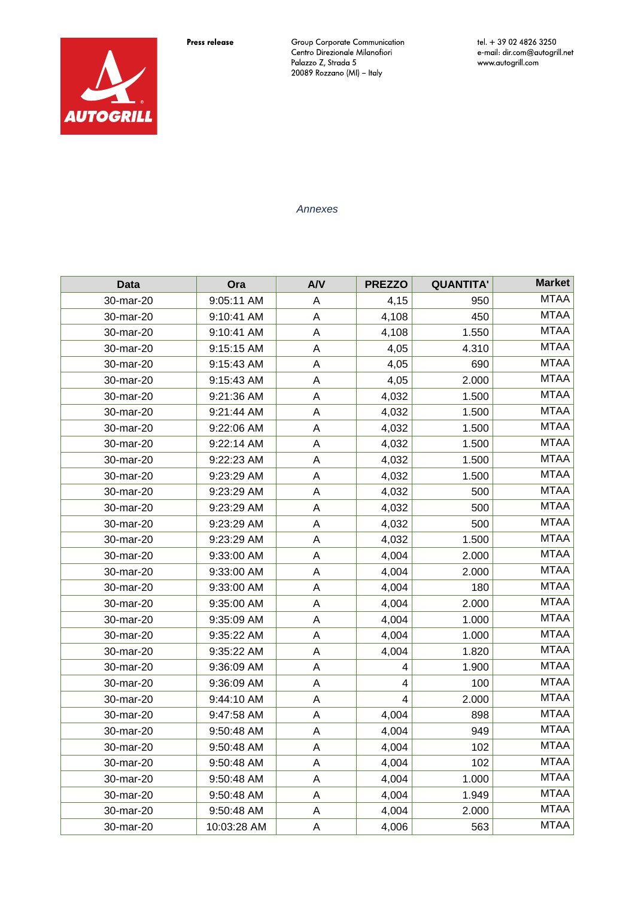*Annexes*

| Data | Ora | A/V | PREZZO | QUANTITA' | Market |
|---|---|---|---|---|---|
| 30-mar-20 | 9:05:11 AM | A | 4,15 | 950 | MTAA |
| 30-mar-20 | 9:10:41 AM | A | 4,108 | 450 | MTAA |
| 30-mar-20 | 9:10:41 AM | A | 4,108 | 1.550 | MTAA |
| 30-mar-20 | 9:15:15 AM | A | 4,05 | 4.310 | MTAA |
| 30-mar-20 | 9:15:43 AM | A | 4,05 | 690 | MTAA |
| 30-mar-20 | 9:15:43 AM | A | 4,05 | 2.000 | MTAA |
| 30-mar-20 | 9:21:36 AM | A | 4,032 | 1.500 | MTAA |
| 30-mar-20 | 9:21:44 AM | A | 4,032 | 1.500 | MTAA |
| 30-mar-20 | 9:22:06 AM | A | 4,032 | 1.500 | MTAA |
| 30-mar-20 | 9:22:14 AM | A | 4,032 | 1.500 | MTAA |
| 30-mar-20 | 9:22:23 AM | A | 4,032 | 1.500 | MTAA |
| 30-mar-20 | 9:23:29 AM | A | 4,032 | 1.500 | MTAA |
| 30-mar-20 | 9:23:29 AM | A | 4,032 | 500 | MTAA |
| 30-mar-20 | 9:23:29 AM | A | 4,032 | 500 | MTAA |
| 30-mar-20 | 9:23:29 AM | A | 4,032 | 500 | MTAA |
| 30-mar-20 | 9:23:29 AM | A | 4,032 | 1.500 | MTAA |
| 30-mar-20 | 9:33:00 AM | A | 4,004 | 2.000 | MTAA |
| 30-mar-20 | 9:33:00 AM | A | 4,004 | 2.000 | MTAA |
| 30-mar-20 | 9:33:00 AM | A | 4,004 | 180 | MTAA |
| 30-mar-20 | 9:35:00 AM | A | 4,004 | 2.000 | MTAA |
| 30-mar-20 | 9:35:09 AM | A | 4,004 | 1.000 | MTAA |
| 30-mar-20 | 9:35:22 AM | A | 4,004 | 1.000 | MTAA |
| 30-mar-20 | 9:35:22 AM | A | 4,004 | 1.820 | MTAA |
| 30-mar-20 | 9:36:09 AM | A | 4 | 1.900 | MTAA |
| 30-mar-20 | 9:36:09 AM | A | 4 | 100 | MTAA |
| 30-mar-20 | 9:44:10 AM | A | 4 | 2.000 | MTAA |
| 30-mar-20 | 9:47:58 AM | A | 4,004 | 898 | MTAA |
| 30-mar-20 | 9:50:48 AM | A | 4,004 | 949 | MTAA |
| 30-mar-20 | 9:50:48 AM | A | 4,004 | 102 | MTAA |
| 30-mar-20 | 9:50:48 AM | A | 4,004 | 102 | MTAA |
| 30-mar-20 | 9:50:48 AM | A | 4,004 | 1.000 | MTAA |
| 30-mar-20 | 9:50:48 AM | A | 4,004 | 1.949 | MTAA |
| 30-mar-20 | 9:50:48 AM | A | 4,004 | 2.000 | MTAA |
| 30-mar-20 | 10:03:28 AM | A | 4,006 | 563 | MTAA |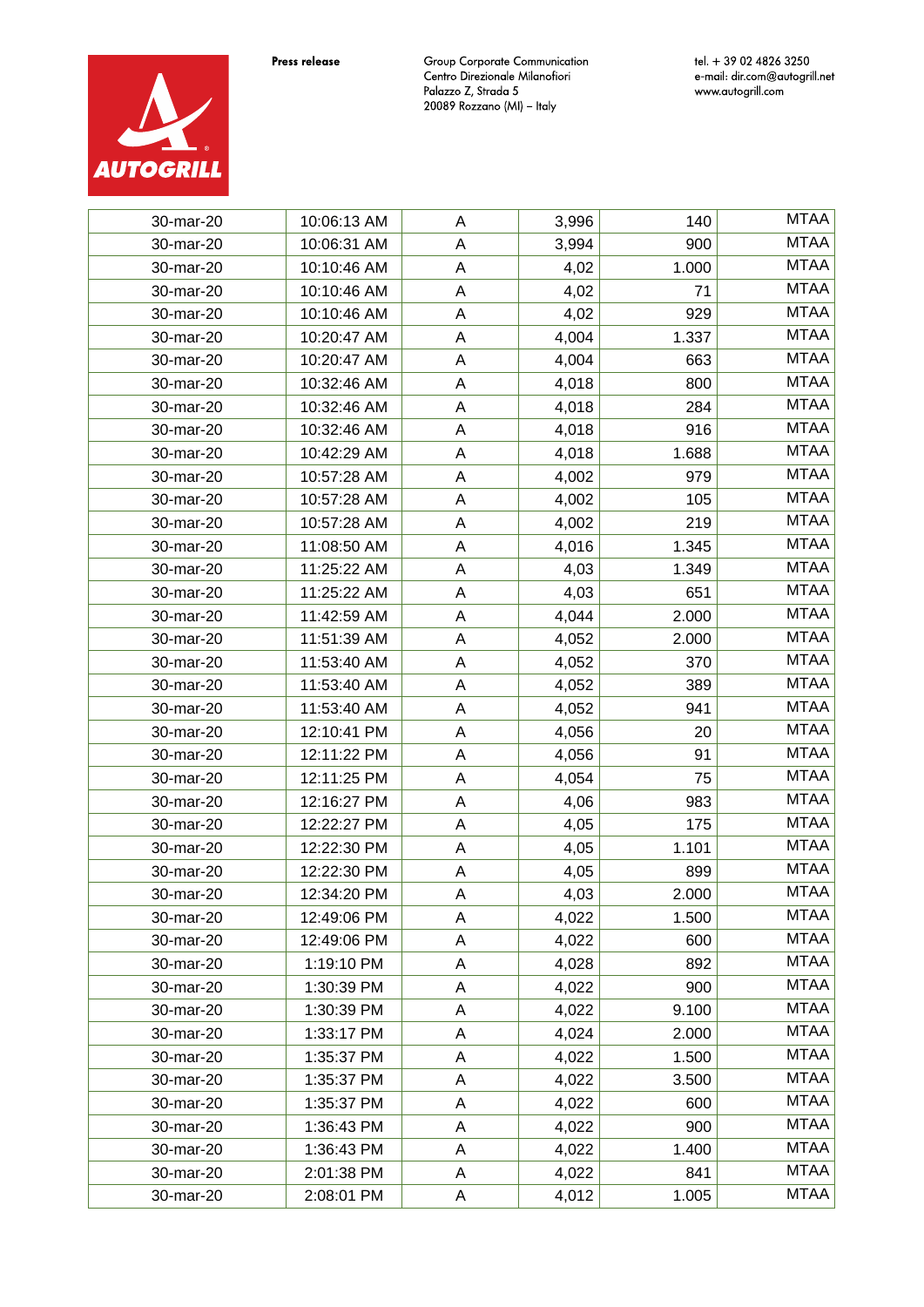| | | | | | |
|---|---|---|---|---|---|
| 30-mar-20 | 10:06:13 AM | A | 3,996 | 140 | MTAA |
| 30-mar-20 | 10:06:31 AM | A | 3,994 | 900 | MTAA |
| 30-mar-20 | 10:10:46 AM | A | 4,02 | 1.000 | MTAA |
| 30-mar-20 | 10:10:46 AM | A | 4,02 | 71 | MTAA |
| 30-mar-20 | 10:10:46 AM | A | 4,02 | 929 | MTAA |
| 30-mar-20 | 10:20:47 AM | A | 4,004 | 1.337 | MTAA |
| 30-mar-20 | 10:20:47 AM | A | 4,004 | 663 | MTAA |
| 30-mar-20 | 10:32:46 AM | A | 4,018 | 800 | MTAA |
| 30-mar-20 | 10:32:46 AM | A | 4,018 | 284 | MTAA |
| 30-mar-20 | 10:32:46 AM | A | 4,018 | 916 | MTAA |
| 30-mar-20 | 10:42:29 AM | A | 4,018 | 1.688 | MTAA |
| 30-mar-20 | 10:57:28 AM | A | 4,002 | 979 | MTAA |
| 30-mar-20 | 10:57:28 AM | A | 4,002 | 105 | MTAA |
| 30-mar-20 | 10:57:28 AM | A | 4,002 | 219 | MTAA |
| 30-mar-20 | 11:08:50 AM | A | 4,016 | 1.345 | MTAA |
| 30-mar-20 | 11:25:22 AM | A | 4,03 | 1.349 | MTAA |
| 30-mar-20 | 11:25:22 AM | A | 4,03 | 651 | MTAA |
| 30-mar-20 | 11:42:59 AM | A | 4,044 | 2.000 | MTAA |
| 30-mar-20 | 11:51:39 AM | A | 4,052 | 2.000 | MTAA |
| 30-mar-20 | 11:53:40 AM | A | 4,052 | 370 | MTAA |
| 30-mar-20 | 11:53:40 AM | A | 4,052 | 389 | MTAA |
| 30-mar-20 | 11:53:40 AM | A | 4,052 | 941 | MTAA |
| 30-mar-20 | 12:10:41 PM | A | 4,056 | 20 | MTAA |
| 30-mar-20 | 12:11:22 PM | A | 4,056 | 91 | MTAA |
| 30-mar-20 | 12:11:25 PM | A | 4,054 | 75 | MTAA |
| 30-mar-20 | 12:16:27 PM | A | 4,06 | 983 | MTAA |
| 30-mar-20 | 12:22:27 PM | A | 4,05 | 175 | MTAA |
| 30-mar-20 | 12:22:30 PM | A | 4,05 | 1.101 | MTAA |
| 30-mar-20 | 12:22:30 PM | A | 4,05 | 899 | MTAA |
| 30-mar-20 | 12:34:20 PM | A | 4,03 | 2.000 | MTAA |
| 30-mar-20 | 12:49:06 PM | A | 4,022 | 1.500 | MTAA |
| 30-mar-20 | 12:49:06 PM | A | 4,022 | 600 | MTAA |
| 30-mar-20 | 1:19:10 PM | A | 4,028 | 892 | MTAA |
| 30-mar-20 | 1:30:39 PM | A | 4,022 | 900 | MTAA |
| 30-mar-20 | 1:30:39 PM | A | 4,022 | 9.100 | MTAA |
| 30-mar-20 | 1:33:17 PM | A | 4,024 | 2.000 | MTAA |
| 30-mar-20 | 1:35:37 PM | A | 4,022 | 1.500 | MTAA |
| 30-mar-20 | 1:35:37 PM | A | 4,022 | 3.500 | MTAA |
| 30-mar-20 | 1:35:37 PM | A | 4,022 | 600 | MTAA |
| 30-mar-20 | 1:36:43 PM | A | 4,022 | 900 | MTAA |
| 30-mar-20 | 1:36:43 PM | A | 4,022 | 1.400 | MTAA |
| 30-mar-20 | 2:01:38 PM | A | 4,022 | 841 | MTAA |
| 30-mar-20 | 2:08:01 PM | A | 4,012 | 1.005 | MTAA |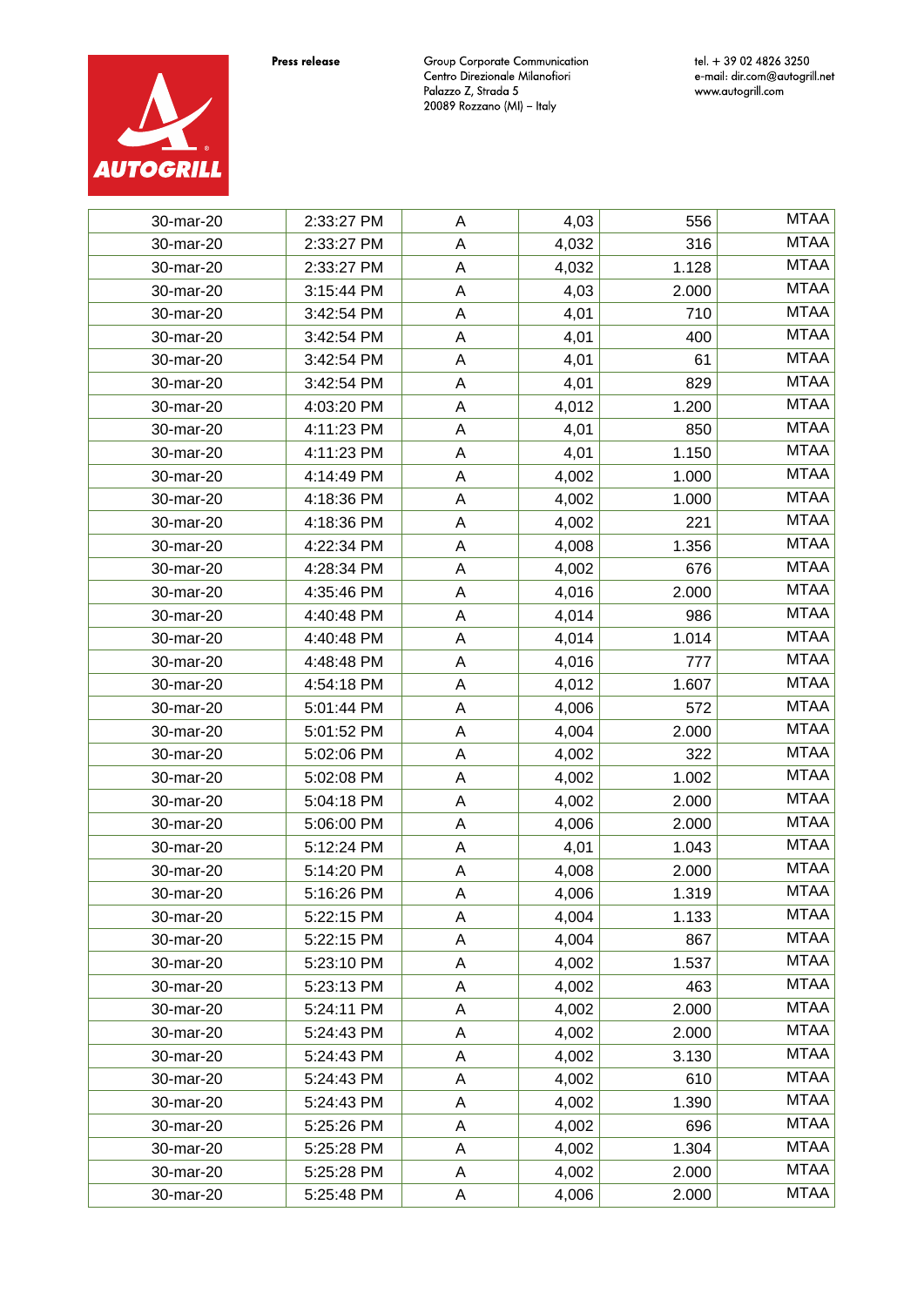**Press release**

Group Corporate Communication
Centro Direzionale Milanofiori
Palazzo Z, Strada 5
20089 Rozzano (MI) – Italy

tel. + 39 02 4826 3250
e-mail: dir.com@autogrill.net
www.autogrill.com

| 30-mar-20 | 2:33:27 PM | A | 4,03 | 556 | MTAA |
|---|---|---|---|---|---|
| 30-mar-20 | 2:33:27 PM | A | 4,032 | 316 | MTAA |
| 30-mar-20 | 2:33:27 PM | A | 4,032 | 1.128 | MTAA |
| 30-mar-20 | 3:15:44 PM | A | 4,03 | 2.000 | MTAA |
| 30-mar-20 | 3:42:54 PM | A | 4,01 | 710 | MTAA |
| 30-mar-20 | 3:42:54 PM | A | 4,01 | 400 | MTAA |
| 30-mar-20 | 3:42:54 PM | A | 4,01 | 61 | MTAA |
| 30-mar-20 | 3:42:54 PM | A | 4,01 | 829 | MTAA |
| 30-mar-20 | 4:03:20 PM | A | 4,012 | 1.200 | MTAA |
| 30-mar-20 | 4:11:23 PM | A | 4,01 | 850 | MTAA |
| 30-mar-20 | 4:11:23 PM | A | 4,01 | 1.150 | MTAA |
| 30-mar-20 | 4:14:49 PM | A | 4,002 | 1.000 | MTAA |
| 30-mar-20 | 4:18:36 PM | A | 4,002 | 1.000 | MTAA |
| 30-mar-20 | 4:18:36 PM | A | 4,002 | 221 | MTAA |
| 30-mar-20 | 4:22:34 PM | A | 4,008 | 1.356 | MTAA |
| 30-mar-20 | 4:28:34 PM | A | 4,002 | 676 | MTAA |
| 30-mar-20 | 4:35:46 PM | A | 4,016 | 2.000 | MTAA |
| 30-mar-20 | 4:40:48 PM | A | 4,014 | 986 | MTAA |
| 30-mar-20 | 4:40:48 PM | A | 4,014 | 1.014 | MTAA |
| 30-mar-20 | 4:48:48 PM | A | 4,016 | 777 | MTAA |
| 30-mar-20 | 4:54:18 PM | A | 4,012 | 1.607 | MTAA |
| 30-mar-20 | 5:01:44 PM | A | 4,006 | 572 | MTAA |
| 30-mar-20 | 5:01:52 PM | A | 4,004 | 2.000 | MTAA |
| 30-mar-20 | 5:02:06 PM | A | 4,002 | 322 | MTAA |
| 30-mar-20 | 5:02:08 PM | A | 4,002 | 1.002 | MTAA |
| 30-mar-20 | 5:04:18 PM | A | 4,002 | 2.000 | MTAA |
| 30-mar-20 | 5:06:00 PM | A | 4,006 | 2.000 | MTAA |
| 30-mar-20 | 5:12:24 PM | A | 4,01 | 1.043 | MTAA |
| 30-mar-20 | 5:14:20 PM | A | 4,008 | 2.000 | MTAA |
| 30-mar-20 | 5:16:26 PM | A | 4,006 | 1.319 | MTAA |
| 30-mar-20 | 5:22:15 PM | A | 4,004 | 1.133 | MTAA |
| 30-mar-20 | 5:22:15 PM | A | 4,004 | 867 | MTAA |
| 30-mar-20 | 5:23:10 PM | A | 4,002 | 1.537 | MTAA |
| 30-mar-20 | 5:23:13 PM | A | 4,002 | 463 | MTAA |
| 30-mar-20 | 5:24:11 PM | A | 4,002 | 2.000 | MTAA |
| 30-mar-20 | 5:24:43 PM | A | 4,002 | 2.000 | MTAA |
| 30-mar-20 | 5:24:43 PM | A | 4,002 | 3.130 | MTAA |
| 30-mar-20 | 5:24:43 PM | A | 4,002 | 610 | MTAA |
| 30-mar-20 | 5:24:43 PM | A | 4,002 | 1.390 | MTAA |
| 30-mar-20 | 5:25:26 PM | A | 4,002 | 696 | MTAA |
| 30-mar-20 | 5:25:28 PM | A | 4,002 | 1.304 | MTAA |
| 30-mar-20 | 5:25:28 PM | A | 4,002 | 2.000 | MTAA |
| 30-mar-20 | 5:25:48 PM | A | 4,006 | 2.000 | MTAA |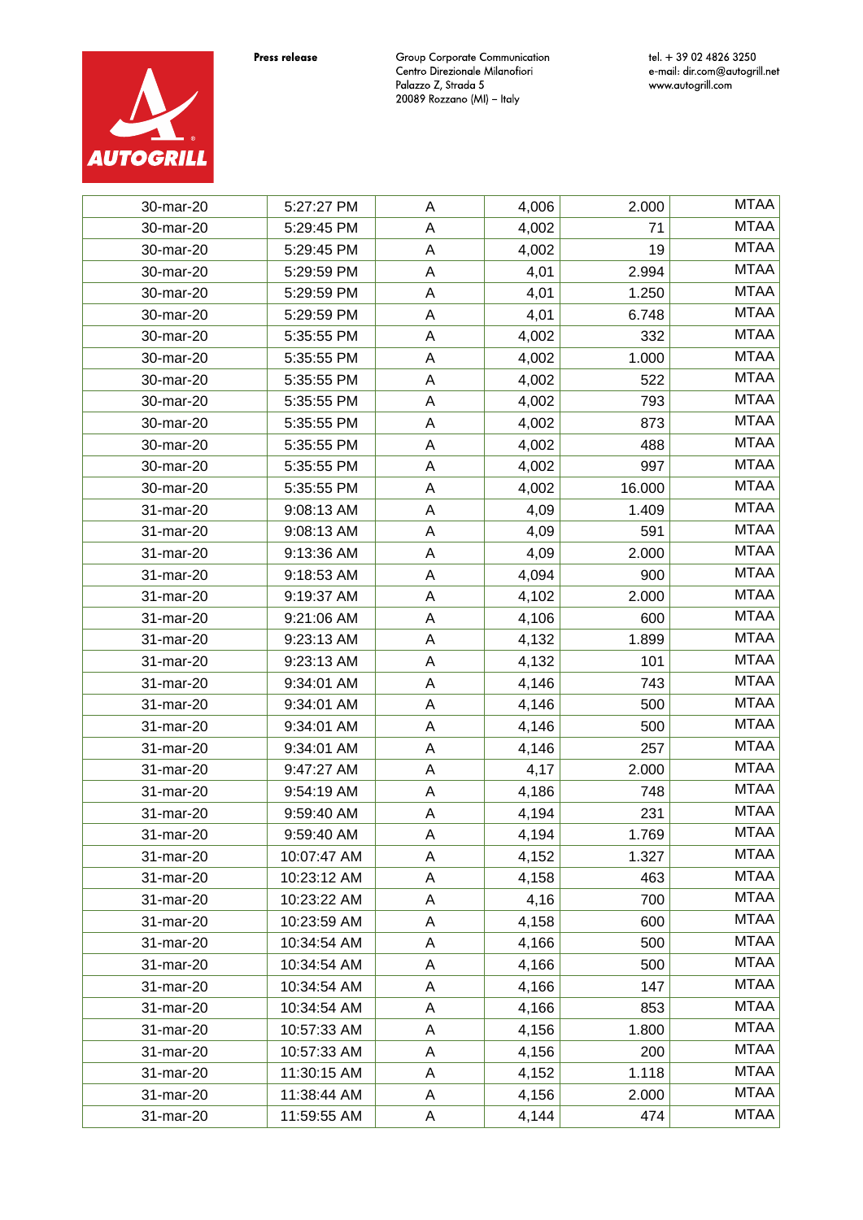Press release

Group Corporate Communication
Centro Direzionale Milanofiori
Palazzo Z, Strada 5
20089 Rozzano (MI) – Italy

tel. + 39 02 4826 3250
e-mail: dir.com@autogrill.net
www.autogrill.com

| | | | | | |
|---|---|---|---|---|---|
| 30-mar-20 | 5:27:27 PM | A | 4,006 | 2.000 | MTAA |
| 30-mar-20 | 5:29:45 PM | A | 4,002 | 71 | MTAA |
| 30-mar-20 | 5:29:45 PM | A | 4,002 | 19 | MTAA |
| 30-mar-20 | 5:29:59 PM | A | 4,01 | 2.994 | MTAA |
| 30-mar-20 | 5:29:59 PM | A | 4,01 | 1.250 | MTAA |
| 30-mar-20 | 5:29:59 PM | A | 4,01 | 6.748 | MTAA |
| 30-mar-20 | 5:35:55 PM | A | 4,002 | 332 | MTAA |
| 30-mar-20 | 5:35:55 PM | A | 4,002 | 1.000 | MTAA |
| 30-mar-20 | 5:35:55 PM | A | 4,002 | 522 | MTAA |
| 30-mar-20 | 5:35:55 PM | A | 4,002 | 793 | MTAA |
| 30-mar-20 | 5:35:55 PM | A | 4,002 | 873 | MTAA |
| 30-mar-20 | 5:35:55 PM | A | 4,002 | 488 | MTAA |
| 30-mar-20 | 5:35:55 PM | A | 4,002 | 997 | MTAA |
| 30-mar-20 | 5:35:55 PM | A | 4,002 | 16.000 | MTAA |
| 31-mar-20 | 9:08:13 AM | A | 4,09 | 1.409 | MTAA |
| 31-mar-20 | 9:08:13 AM | A | 4,09 | 591 | MTAA |
| 31-mar-20 | 9:13:36 AM | A | 4,09 | 2.000 | MTAA |
| 31-mar-20 | 9:18:53 AM | A | 4,094 | 900 | MTAA |
| 31-mar-20 | 9:19:37 AM | A | 4,102 | 2.000 | MTAA |
| 31-mar-20 | 9:21:06 AM | A | 4,106 | 600 | MTAA |
| 31-mar-20 | 9:23:13 AM | A | 4,132 | 1.899 | MTAA |
| 31-mar-20 | 9:23:13 AM | A | 4,132 | 101 | MTAA |
| 31-mar-20 | 9:34:01 AM | A | 4,146 | 743 | MTAA |
| 31-mar-20 | 9:34:01 AM | A | 4,146 | 500 | MTAA |
| 31-mar-20 | 9:34:01 AM | A | 4,146 | 500 | MTAA |
| 31-mar-20 | 9:34:01 AM | A | 4,146 | 257 | MTAA |
| 31-mar-20 | 9:47:27 AM | A | 4,17 | 2.000 | MTAA |
| 31-mar-20 | 9:54:19 AM | A | 4,186 | 748 | MTAA |
| 31-mar-20 | 9:59:40 AM | A | 4,194 | 231 | MTAA |
| 31-mar-20 | 9:59:40 AM | A | 4,194 | 1.769 | MTAA |
| 31-mar-20 | 10:07:47 AM | A | 4,152 | 1.327 | MTAA |
| 31-mar-20 | 10:23:12 AM | A | 4,158 | 463 | MTAA |
| 31-mar-20 | 10:23:22 AM | A | 4,16 | 700 | MTAA |
| 31-mar-20 | 10:23:59 AM | A | 4,158 | 600 | MTAA |
| 31-mar-20 | 10:34:54 AM | A | 4,166 | 500 | MTAA |
| 31-mar-20 | 10:34:54 AM | A | 4,166 | 500 | MTAA |
| 31-mar-20 | 10:34:54 AM | A | 4,166 | 147 | MTAA |
| 31-mar-20 | 10:34:54 AM | A | 4,166 | 853 | MTAA |
| 31-mar-20 | 10:57:33 AM | A | 4,156 | 1.800 | MTAA |
| 31-mar-20 | 10:57:33 AM | A | 4,156 | 200 | MTAA |
| 31-mar-20 | 11:30:15 AM | A | 4,152 | 1.118 | MTAA |
| 31-mar-20 | 11:38:44 AM | A | 4,156 | 2.000 | MTAA |
| 31-mar-20 | 11:59:55 AM | A | 4,144 | 474 | MTAA |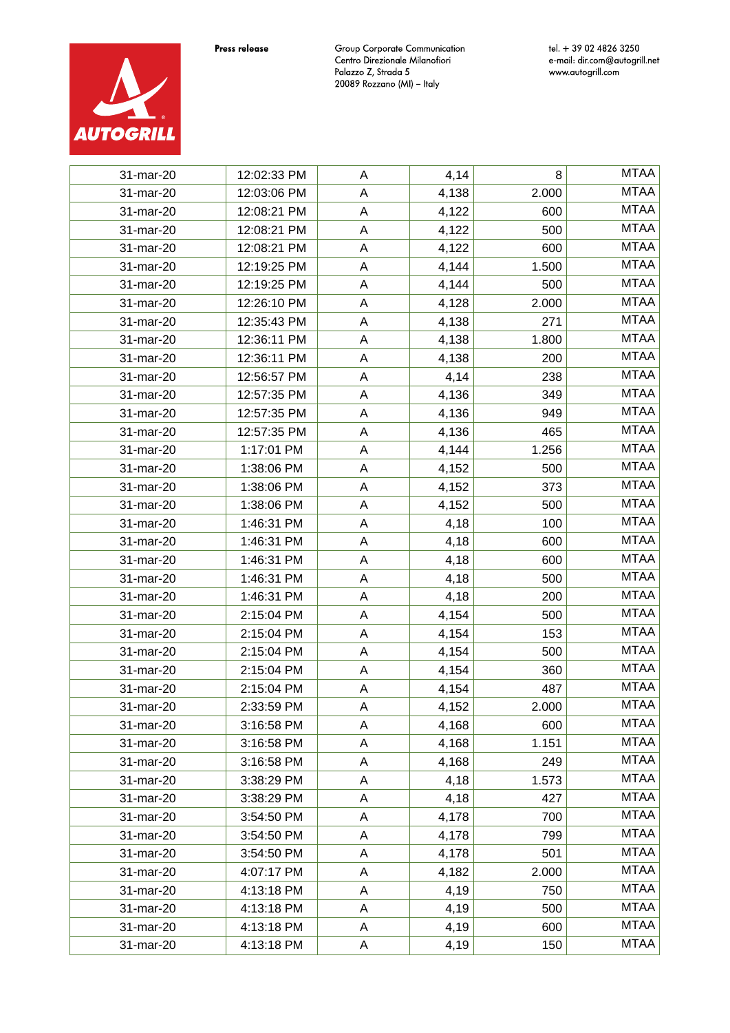| | | | | | |
|---|---|---|---|---|---|
| 31-mar-20 | 12:02:33 PM | A | 4,14 | 8 | MTAA |
| 31-mar-20 | 12:03:06 PM | A | 4,138 | 2.000 | MTAA |
| 31-mar-20 | 12:08:21 PM | A | 4,122 | 600 | MTAA |
| 31-mar-20 | 12:08:21 PM | A | 4,122 | 500 | MTAA |
| 31-mar-20 | 12:08:21 PM | A | 4,122 | 600 | MTAA |
| 31-mar-20 | 12:19:25 PM | A | 4,144 | 1.500 | MTAA |
| 31-mar-20 | 12:19:25 PM | A | 4,144 | 500 | MTAA |
| 31-mar-20 | 12:26:10 PM | A | 4,128 | 2.000 | MTAA |
| 31-mar-20 | 12:35:43 PM | A | 4,138 | 271 | MTAA |
| 31-mar-20 | 12:36:11 PM | A | 4,138 | 1.800 | MTAA |
| 31-mar-20 | 12:36:11 PM | A | 4,138 | 200 | MTAA |
| 31-mar-20 | 12:56:57 PM | A | 4,14 | 238 | MTAA |
| 31-mar-20 | 12:57:35 PM | A | 4,136 | 349 | MTAA |
| 31-mar-20 | 12:57:35 PM | A | 4,136 | 949 | MTAA |
| 31-mar-20 | 12:57:35 PM | A | 4,136 | 465 | MTAA |
| 31-mar-20 | 1:17:01 PM | A | 4,144 | 1.256 | MTAA |
| 31-mar-20 | 1:38:06 PM | A | 4,152 | 500 | MTAA |
| 31-mar-20 | 1:38:06 PM | A | 4,152 | 373 | MTAA |
| 31-mar-20 | 1:38:06 PM | A | 4,152 | 500 | MTAA |
| 31-mar-20 | 1:46:31 PM | A | 4,18 | 100 | MTAA |
| 31-mar-20 | 1:46:31 PM | A | 4,18 | 600 | MTAA |
| 31-mar-20 | 1:46:31 PM | A | 4,18 | 600 | MTAA |
| 31-mar-20 | 1:46:31 PM | A | 4,18 | 500 | MTAA |
| 31-mar-20 | 1:46:31 PM | A | 4,18 | 200 | MTAA |
| 31-mar-20 | 2:15:04 PM | A | 4,154 | 500 | MTAA |
| 31-mar-20 | 2:15:04 PM | A | 4,154 | 153 | MTAA |
| 31-mar-20 | 2:15:04 PM | A | 4,154 | 500 | MTAA |
| 31-mar-20 | 2:15:04 PM | A | 4,154 | 360 | MTAA |
| 31-mar-20 | 2:15:04 PM | A | 4,154 | 487 | MTAA |
| 31-mar-20 | 2:33:59 PM | A | 4,152 | 2.000 | MTAA |
| 31-mar-20 | 3:16:58 PM | A | 4,168 | 600 | MTAA |
| 31-mar-20 | 3:16:58 PM | A | 4,168 | 1.151 | MTAA |
| 31-mar-20 | 3:16:58 PM | A | 4,168 | 249 | MTAA |
| 31-mar-20 | 3:38:29 PM | A | 4,18 | 1.573 | MTAA |
| 31-mar-20 | 3:38:29 PM | A | 4,18 | 427 | MTAA |
| 31-mar-20 | 3:54:50 PM | A | 4,178 | 700 | MTAA |
| 31-mar-20 | 3:54:50 PM | A | 4,178 | 799 | MTAA |
| 31-mar-20 | 3:54:50 PM | A | 4,178 | 501 | MTAA |
| 31-mar-20 | 4:07:17 PM | A | 4,182 | 2.000 | MTAA |
| 31-mar-20 | 4:13:18 PM | A | 4,19 | 750 | MTAA |
| 31-mar-20 | 4:13:18 PM | A | 4,19 | 500 | MTAA |
| 31-mar-20 | 4:13:18 PM | A | 4,19 | 600 | MTAA |
| 31-mar-20 | 4:13:18 PM | A | 4,19 | 150 | MTAA |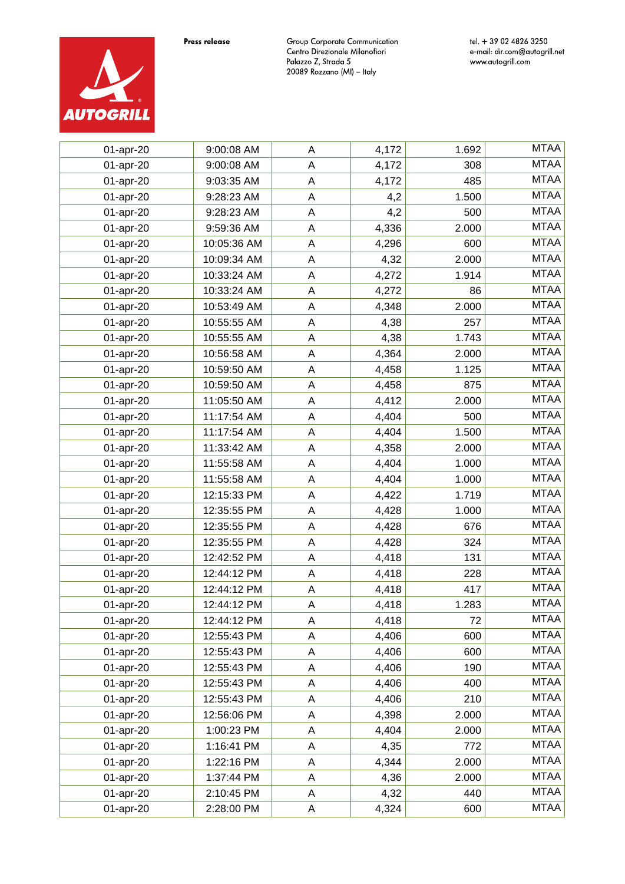| 01-apr-20 | 9:00:08 AM | A | 4,172 | 1.692 | MTAA |
|---|---|---|---|---|---|
| 01-apr-20 | 9:00:08 AM | A | 4,172 | 308 | MTAA |
| 01-apr-20 | 9:03:35 AM | A | 4,172 | 485 | MTAA |
| 01-apr-20 | 9:28:23 AM | A | 4,2 | 1.500 | MTAA |
| 01-apr-20 | 9:28:23 AM | A | 4,2 | 500 | MTAA |
| 01-apr-20 | 9:59:36 AM | A | 4,336 | 2.000 | MTAA |
| 01-apr-20 | 10:05:36 AM | A | 4,296 | 600 | MTAA |
| 01-apr-20 | 10:09:34 AM | A | 4,32 | 2.000 | MTAA |
| 01-apr-20 | 10:33:24 AM | A | 4,272 | 1.914 | MTAA |
| 01-apr-20 | 10:33:24 AM | A | 4,272 | 86 | MTAA |
| 01-apr-20 | 10:53:49 AM | A | 4,348 | 2.000 | MTAA |
| 01-apr-20 | 10:55:55 AM | A | 4,38 | 257 | MTAA |
| 01-apr-20 | 10:55:55 AM | A | 4,38 | 1.743 | MTAA |
| 01-apr-20 | 10:56:58 AM | A | 4,364 | 2.000 | MTAA |
| 01-apr-20 | 10:59:50 AM | A | 4,458 | 1.125 | MTAA |
| 01-apr-20 | 10:59:50 AM | A | 4,458 | 875 | MTAA |
| 01-apr-20 | 11:05:50 AM | A | 4,412 | 2.000 | MTAA |
| 01-apr-20 | 11:17:54 AM | A | 4,404 | 500 | MTAA |
| 01-apr-20 | 11:17:54 AM | A | 4,404 | 1.500 | MTAA |
| 01-apr-20 | 11:33:42 AM | A | 4,358 | 2.000 | MTAA |
| 01-apr-20 | 11:55:58 AM | A | 4,404 | 1.000 | MTAA |
| 01-apr-20 | 11:55:58 AM | A | 4,404 | 1.000 | MTAA |
| 01-apr-20 | 12:15:33 PM | A | 4,422 | 1.719 | MTAA |
| 01-apr-20 | 12:35:55 PM | A | 4,428 | 1.000 | MTAA |
| 01-apr-20 | 12:35:55 PM | A | 4,428 | 676 | MTAA |
| 01-apr-20 | 12:35:55 PM | A | 4,428 | 324 | MTAA |
| 01-apr-20 | 12:42:52 PM | A | 4,418 | 131 | MTAA |
| 01-apr-20 | 12:44:12 PM | A | 4,418 | 228 | MTAA |
| 01-apr-20 | 12:44:12 PM | A | 4,418 | 417 | MTAA |
| 01-apr-20 | 12:44:12 PM | A | 4,418 | 1.283 | MTAA |
| 01-apr-20 | 12:44:12 PM | A | 4,418 | 72 | MTAA |
| 01-apr-20 | 12:55:43 PM | A | 4,406 | 600 | MTAA |
| 01-apr-20 | 12:55:43 PM | A | 4,406 | 600 | MTAA |
| 01-apr-20 | 12:55:43 PM | A | 4,406 | 190 | MTAA |
| 01-apr-20 | 12:55:43 PM | A | 4,406 | 400 | MTAA |
| 01-apr-20 | 12:55:43 PM | A | 4,406 | 210 | MTAA |
| 01-apr-20 | 12:56:06 PM | A | 4,398 | 2.000 | MTAA |
| 01-apr-20 | 1:00:23 PM | A | 4,404 | 2.000 | MTAA |
| 01-apr-20 | 1:16:41 PM | A | 4,35 | 772 | MTAA |
| 01-apr-20 | 1:22:16 PM | A | 4,344 | 2.000 | MTAA |
| 01-apr-20 | 1:37:44 PM | A | 4,36 | 2.000 | MTAA |
| 01-apr-20 | 2:10:45 PM | A | 4,32 | 440 | MTAA |
| 01-apr-20 | 2:28:00 PM | A | 4,324 | 600 | MTAA |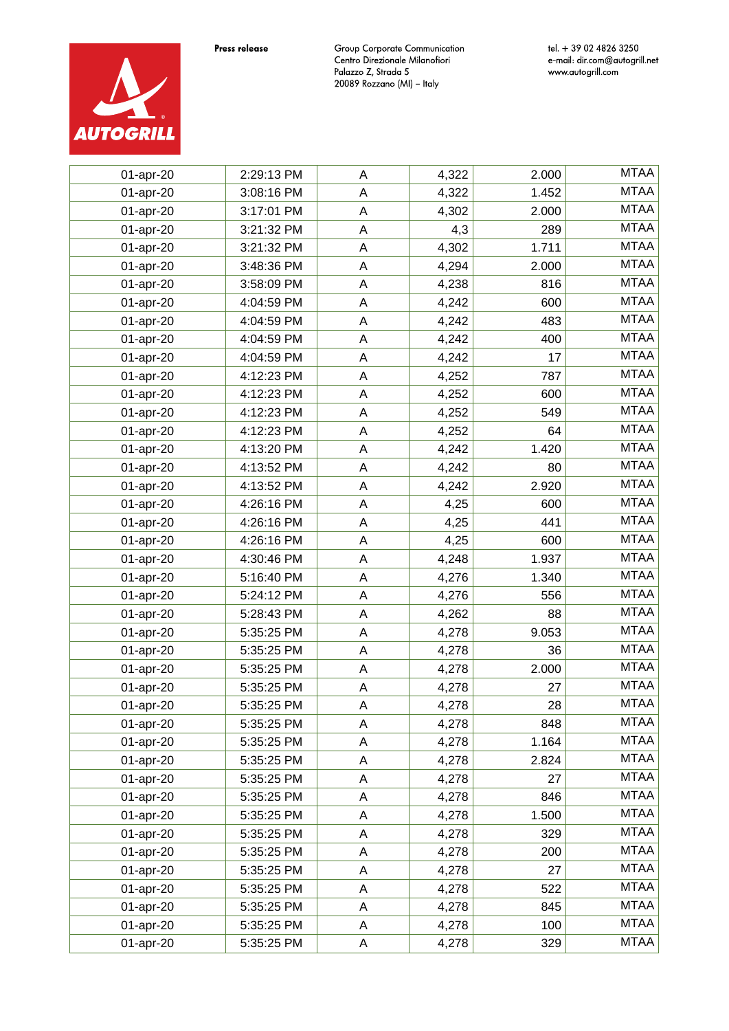Press release

Group Corporate Communication
Centro Direzionale Milanofiori
Palazzo Z, Strada 5
20089 Rozzano (MI) – Italy

tel. + 39 02 4826 3250
e-mail: dir.com@autogrill.net
www.autogrill.com

| | | | | | |
|---|---|---|---|---|---|
| 01-apr-20 | 2:29:13 PM | A | 4,322 | 2.000 | MTAA |
| 01-apr-20 | 3:08:16 PM | A | 4,322 | 1.452 | MTAA |
| 01-apr-20 | 3:17:01 PM | A | 4,302 | 2.000 | MTAA |
| 01-apr-20 | 3:21:32 PM | A | 4,3 | 289 | MTAA |
| 01-apr-20 | 3:21:32 PM | A | 4,302 | 1.711 | MTAA |
| 01-apr-20 | 3:48:36 PM | A | 4,294 | 2.000 | MTAA |
| 01-apr-20 | 3:58:09 PM | A | 4,238 | 816 | MTAA |
| 01-apr-20 | 4:04:59 PM | A | 4,242 | 600 | MTAA |
| 01-apr-20 | 4:04:59 PM | A | 4,242 | 483 | MTAA |
| 01-apr-20 | 4:04:59 PM | A | 4,242 | 400 | MTAA |
| 01-apr-20 | 4:04:59 PM | A | 4,242 | 17 | MTAA |
| 01-apr-20 | 4:12:23 PM | A | 4,252 | 787 | MTAA |
| 01-apr-20 | 4:12:23 PM | A | 4,252 | 600 | MTAA |
| 01-apr-20 | 4:12:23 PM | A | 4,252 | 549 | MTAA |
| 01-apr-20 | 4:12:23 PM | A | 4,252 | 64 | MTAA |
| 01-apr-20 | 4:13:20 PM | A | 4,242 | 1.420 | MTAA |
| 01-apr-20 | 4:13:52 PM | A | 4,242 | 80 | MTAA |
| 01-apr-20 | 4:13:52 PM | A | 4,242 | 2.920 | MTAA |
| 01-apr-20 | 4:26:16 PM | A | 4,25 | 600 | MTAA |
| 01-apr-20 | 4:26:16 PM | A | 4,25 | 441 | MTAA |
| 01-apr-20 | 4:26:16 PM | A | 4,25 | 600 | MTAA |
| 01-apr-20 | 4:30:46 PM | A | 4,248 | 1.937 | MTAA |
| 01-apr-20 | 5:16:40 PM | A | 4,276 | 1.340 | MTAA |
| 01-apr-20 | 5:24:12 PM | A | 4,276 | 556 | MTAA |
| 01-apr-20 | 5:28:43 PM | A | 4,262 | 88 | MTAA |
| 01-apr-20 | 5:35:25 PM | A | 4,278 | 9.053 | MTAA |
| 01-apr-20 | 5:35:25 PM | A | 4,278 | 36 | MTAA |
| 01-apr-20 | 5:35:25 PM | A | 4,278 | 2.000 | MTAA |
| 01-apr-20 | 5:35:25 PM | A | 4,278 | 27 | MTAA |
| 01-apr-20 | 5:35:25 PM | A | 4,278 | 28 | MTAA |
| 01-apr-20 | 5:35:25 PM | A | 4,278 | 848 | MTAA |
| 01-apr-20 | 5:35:25 PM | A | 4,278 | 1.164 | MTAA |
| 01-apr-20 | 5:35:25 PM | A | 4,278 | 2.824 | MTAA |
| 01-apr-20 | 5:35:25 PM | A | 4,278 | 27 | MTAA |
| 01-apr-20 | 5:35:25 PM | A | 4,278 | 846 | MTAA |
| 01-apr-20 | 5:35:25 PM | A | 4,278 | 1.500 | MTAA |
| 01-apr-20 | 5:35:25 PM | A | 4,278 | 329 | MTAA |
| 01-apr-20 | 5:35:25 PM | A | 4,278 | 200 | MTAA |
| 01-apr-20 | 5:35:25 PM | A | 4,278 | 27 | MTAA |
| 01-apr-20 | 5:35:25 PM | A | 4,278 | 522 | MTAA |
| 01-apr-20 | 5:35:25 PM | A | 4,278 | 845 | MTAA |
| 01-apr-20 | 5:35:25 PM | A | 4,278 | 100 | MTAA |
| 01-apr-20 | 5:35:25 PM | A | 4,278 | 329 | MTAA |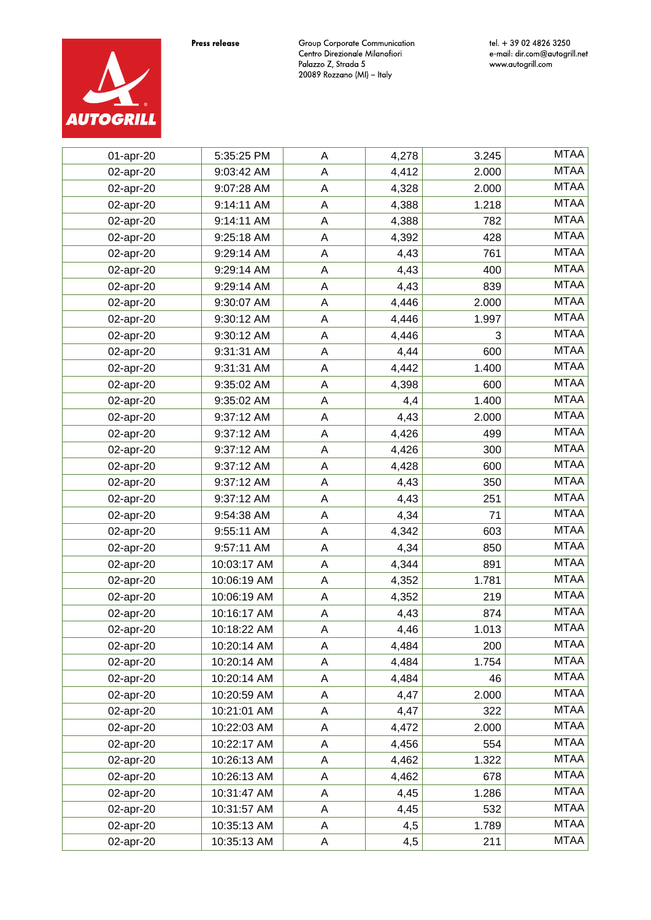| 01-apr-20 | 5:35:25 PM | A | 4,278 | 3.245 | MTAA |
|---|---|---|---|---|---|
| 02-apr-20 | 9:03:42 AM | A | 4,412 | 2.000 | MTAA |
| 02-apr-20 | 9:07:28 AM | A | 4,328 | 2.000 | MTAA |
| 02-apr-20 | 9:14:11 AM | A | 4,388 | 1.218 | MTAA |
| 02-apr-20 | 9:14:11 AM | A | 4,388 | 782 | MTAA |
| 02-apr-20 | 9:25:18 AM | A | 4,392 | 428 | MTAA |
| 02-apr-20 | 9:29:14 AM | A | 4,43 | 761 | MTAA |
| 02-apr-20 | 9:29:14 AM | A | 4,43 | 400 | MTAA |
| 02-apr-20 | 9:29:14 AM | A | 4,43 | 839 | MTAA |
| 02-apr-20 | 9:30:07 AM | A | 4,446 | 2.000 | MTAA |
| 02-apr-20 | 9:30:12 AM | A | 4,446 | 1.997 | MTAA |
| 02-apr-20 | 9:30:12 AM | A | 4,446 | 3 | MTAA |
| 02-apr-20 | 9:31:31 AM | A | 4,44 | 600 | MTAA |
| 02-apr-20 | 9:31:31 AM | A | 4,442 | 1.400 | MTAA |
| 02-apr-20 | 9:35:02 AM | A | 4,398 | 600 | MTAA |
| 02-apr-20 | 9:35:02 AM | A | 4,4 | 1.400 | MTAA |
| 02-apr-20 | 9:37:12 AM | A | 4,43 | 2.000 | MTAA |
| 02-apr-20 | 9:37:12 AM | A | 4,426 | 499 | MTAA |
| 02-apr-20 | 9:37:12 AM | A | 4,426 | 300 | MTAA |
| 02-apr-20 | 9:37:12 AM | A | 4,428 | 600 | MTAA |
| 02-apr-20 | 9:37:12 AM | A | 4,43 | 350 | MTAA |
| 02-apr-20 | 9:37:12 AM | A | 4,43 | 251 | MTAA |
| 02-apr-20 | 9:54:38 AM | A | 4,34 | 71 | MTAA |
| 02-apr-20 | 9:55:11 AM | A | 4,342 | 603 | MTAA |
| 02-apr-20 | 9:57:11 AM | A | 4,34 | 850 | MTAA |
| 02-apr-20 | 10:03:17 AM | A | 4,344 | 891 | MTAA |
| 02-apr-20 | 10:06:19 AM | A | 4,352 | 1.781 | MTAA |
| 02-apr-20 | 10:06:19 AM | A | 4,352 | 219 | MTAA |
| 02-apr-20 | 10:16:17 AM | A | 4,43 | 874 | MTAA |
| 02-apr-20 | 10:18:22 AM | A | 4,46 | 1.013 | MTAA |
| 02-apr-20 | 10:20:14 AM | A | 4,484 | 200 | MTAA |
| 02-apr-20 | 10:20:14 AM | A | 4,484 | 1.754 | MTAA |
| 02-apr-20 | 10:20:14 AM | A | 4,484 | 46 | MTAA |
| 02-apr-20 | 10:20:59 AM | A | 4,47 | 2.000 | MTAA |
| 02-apr-20 | 10:21:01 AM | A | 4,47 | 322 | MTAA |
| 02-apr-20 | 10:22:03 AM | A | 4,472 | 2.000 | MTAA |
| 02-apr-20 | 10:22:17 AM | A | 4,456 | 554 | MTAA |
| 02-apr-20 | 10:26:13 AM | A | 4,462 | 1.322 | MTAA |
| 02-apr-20 | 10:26:13 AM | A | 4,462 | 678 | MTAA |
| 02-apr-20 | 10:31:47 AM | A | 4,45 | 1.286 | MTAA |
| 02-apr-20 | 10:31:57 AM | A | 4,45 | 532 | MTAA |
| 02-apr-20 | 10:35:13 AM | A | 4,5 | 1.789 | MTAA |
| 02-apr-20 | 10:35:13 AM | A | 4,5 | 211 | MTAA |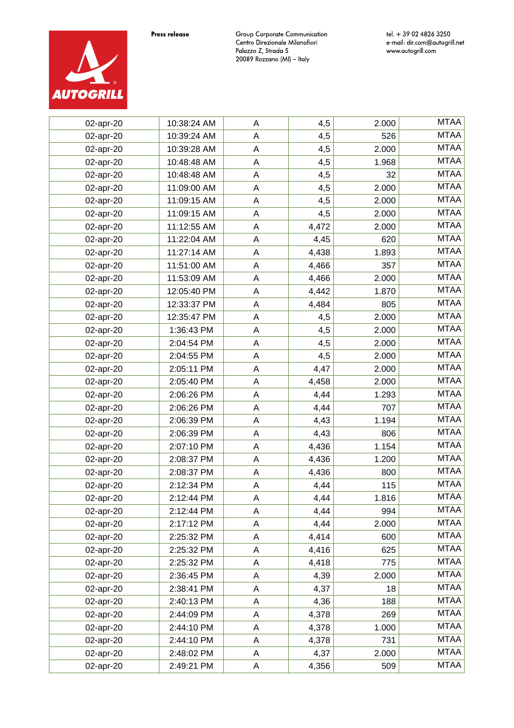| 02-apr-20 | 10:38:24 AM | A | 4,5 | 2.000 | MTAA |
|---|---|---|---|---|---|
| 02-apr-20 | 10:39:24 AM | A | 4,5 | 526 | MTAA |
| 02-apr-20 | 10:39:28 AM | A | 4,5 | 2.000 | MTAA |
| 02-apr-20 | 10:48:48 AM | A | 4,5 | 1.968 | MTAA |
| 02-apr-20 | 10:48:48 AM | A | 4,5 | 32 | MTAA |
| 02-apr-20 | 11:09:00 AM | A | 4,5 | 2.000 | MTAA |
| 02-apr-20 | 11:09:15 AM | A | 4,5 | 2.000 | MTAA |
| 02-apr-20 | 11:09:15 AM | A | 4,5 | 2.000 | MTAA |
| 02-apr-20 | 11:12:55 AM | A | 4,472 | 2.000 | MTAA |
| 02-apr-20 | 11:22:04 AM | A | 4,45 | 620 | MTAA |
| 02-apr-20 | 11:27:14 AM | A | 4,438 | 1.893 | MTAA |
| 02-apr-20 | 11:51:00 AM | A | 4,466 | 357 | MTAA |
| 02-apr-20 | 11:53:09 AM | A | 4,466 | 2.000 | MTAA |
| 02-apr-20 | 12:05:40 PM | A | 4,442 | 1.870 | MTAA |
| 02-apr-20 | 12:33:37 PM | A | 4,484 | 805 | MTAA |
| 02-apr-20 | 12:35:47 PM | A | 4,5 | 2.000 | MTAA |
| 02-apr-20 | 1:36:43 PM | A | 4,5 | 2.000 | MTAA |
| 02-apr-20 | 2:04:54 PM | A | 4,5 | 2.000 | MTAA |
| 02-apr-20 | 2:04:55 PM | A | 4,5 | 2.000 | MTAA |
| 02-apr-20 | 2:05:11 PM | A | 4,47 | 2.000 | MTAA |
| 02-apr-20 | 2:05:40 PM | A | 4,458 | 2.000 | MTAA |
| 02-apr-20 | 2:06:26 PM | A | 4,44 | 1.293 | MTAA |
| 02-apr-20 | 2:06:26 PM | A | 4,44 | 707 | MTAA |
| 02-apr-20 | 2:06:39 PM | A | 4,43 | 1.194 | MTAA |
| 02-apr-20 | 2:06:39 PM | A | 4,43 | 806 | MTAA |
| 02-apr-20 | 2:07:10 PM | A | 4,436 | 1.154 | MTAA |
| 02-apr-20 | 2:08:37 PM | A | 4,436 | 1.200 | MTAA |
| 02-apr-20 | 2:08:37 PM | A | 4,436 | 800 | MTAA |
| 02-apr-20 | 2:12:34 PM | A | 4,44 | 115 | MTAA |
| 02-apr-20 | 2:12:44 PM | A | 4,44 | 1.816 | MTAA |
| 02-apr-20 | 2:12:44 PM | A | 4,44 | 994 | MTAA |
| 02-apr-20 | 2:17:12 PM | A | 4,44 | 2.000 | MTAA |
| 02-apr-20 | 2:25:32 PM | A | 4,414 | 600 | MTAA |
| 02-apr-20 | 2:25:32 PM | A | 4,416 | 625 | MTAA |
| 02-apr-20 | 2:25:32 PM | A | 4,418 | 775 | MTAA |
| 02-apr-20 | 2:36:45 PM | A | 4,39 | 2.000 | MTAA |
| 02-apr-20 | 2:38:41 PM | A | 4,37 | 18 | MTAA |
| 02-apr-20 | 2:40:13 PM | A | 4,36 | 188 | MTAA |
| 02-apr-20 | 2:44:09 PM | A | 4,378 | 269 | MTAA |
| 02-apr-20 | 2:44:10 PM | A | 4,378 | 1.000 | MTAA |
| 02-apr-20 | 2:44:10 PM | A | 4,378 | 731 | MTAA |
| 02-apr-20 | 2:48:02 PM | A | 4,37 | 2.000 | MTAA |
| 02-apr-20 | 2:49:21 PM | A | 4,356 | 509 | MTAA |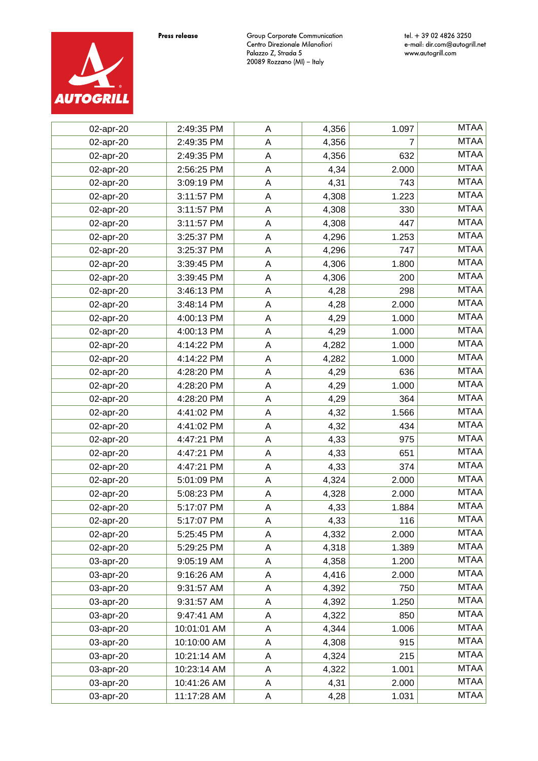| | | | | | |
|---|---|---|---|---|---|
| 02-apr-20 | 2:49:35 PM | A | 4,356 | 1.097 | MTAA |
| 02-apr-20 | 2:49:35 PM | A | 4,356 | 7 | MTAA |
| 02-apr-20 | 2:49:35 PM | A | 4,356 | 632 | MTAA |
| 02-apr-20 | 2:56:25 PM | A | 4,34 | 2.000 | MTAA |
| 02-apr-20 | 3:09:19 PM | A | 4,31 | 743 | MTAA |
| 02-apr-20 | 3:11:57 PM | A | 4,308 | 1.223 | MTAA |
| 02-apr-20 | 3:11:57 PM | A | 4,308 | 330 | MTAA |
| 02-apr-20 | 3:11:57 PM | A | 4,308 | 447 | MTAA |
| 02-apr-20 | 3:25:37 PM | A | 4,296 | 1.253 | MTAA |
| 02-apr-20 | 3:25:37 PM | A | 4,296 | 747 | MTAA |
| 02-apr-20 | 3:39:45 PM | A | 4,306 | 1.800 | MTAA |
| 02-apr-20 | 3:39:45 PM | A | 4,306 | 200 | MTAA |
| 02-apr-20 | 3:46:13 PM | A | 4,28 | 298 | MTAA |
| 02-apr-20 | 3:48:14 PM | A | 4,28 | 2.000 | MTAA |
| 02-apr-20 | 4:00:13 PM | A | 4,29 | 1.000 | MTAA |
| 02-apr-20 | 4:00:13 PM | A | 4,29 | 1.000 | MTAA |
| 02-apr-20 | 4:14:22 PM | A | 4,282 | 1.000 | MTAA |
| 02-apr-20 | 4:14:22 PM | A | 4,282 | 1.000 | MTAA |
| 02-apr-20 | 4:28:20 PM | A | 4,29 | 636 | MTAA |
| 02-apr-20 | 4:28:20 PM | A | 4,29 | 1.000 | MTAA |
| 02-apr-20 | 4:28:20 PM | A | 4,29 | 364 | MTAA |
| 02-apr-20 | 4:41:02 PM | A | 4,32 | 1.566 | MTAA |
| 02-apr-20 | 4:41:02 PM | A | 4,32 | 434 | MTAA |
| 02-apr-20 | 4:47:21 PM | A | 4,33 | 975 | MTAA |
| 02-apr-20 | 4:47:21 PM | A | 4,33 | 651 | MTAA |
| 02-apr-20 | 4:47:21 PM | A | 4,33 | 374 | MTAA |
| 02-apr-20 | 5:01:09 PM | A | 4,324 | 2.000 | MTAA |
| 02-apr-20 | 5:08:23 PM | A | 4,328 | 2.000 | MTAA |
| 02-apr-20 | 5:17:07 PM | A | 4,33 | 1.884 | MTAA |
| 02-apr-20 | 5:17:07 PM | A | 4,33 | 116 | MTAA |
| 02-apr-20 | 5:25:45 PM | A | 4,332 | 2.000 | MTAA |
| 02-apr-20 | 5:29:25 PM | A | 4,318 | 1.389 | MTAA |
| 03-apr-20 | 9:05:19 AM | A | 4,358 | 1.200 | MTAA |
| 03-apr-20 | 9:16:26 AM | A | 4,416 | 2.000 | MTAA |
| 03-apr-20 | 9:31:57 AM | A | 4,392 | 750 | MTAA |
| 03-apr-20 | 9:31:57 AM | A | 4,392 | 1.250 | MTAA |
| 03-apr-20 | 9:47:41 AM | A | 4,322 | 850 | MTAA |
| 03-apr-20 | 10:01:01 AM | A | 4,344 | 1.006 | MTAA |
| 03-apr-20 | 10:10:00 AM | A | 4,308 | 915 | MTAA |
| 03-apr-20 | 10:21:14 AM | A | 4,324 | 215 | MTAA |
| 03-apr-20 | 10:23:14 AM | A | 4,322 | 1.001 | MTAA |
| 03-apr-20 | 10:41:26 AM | A | 4,31 | 2.000 | MTAA |
| 03-apr-20 | 11:17:28 AM | A | 4,28 | 1.031 | MTAA |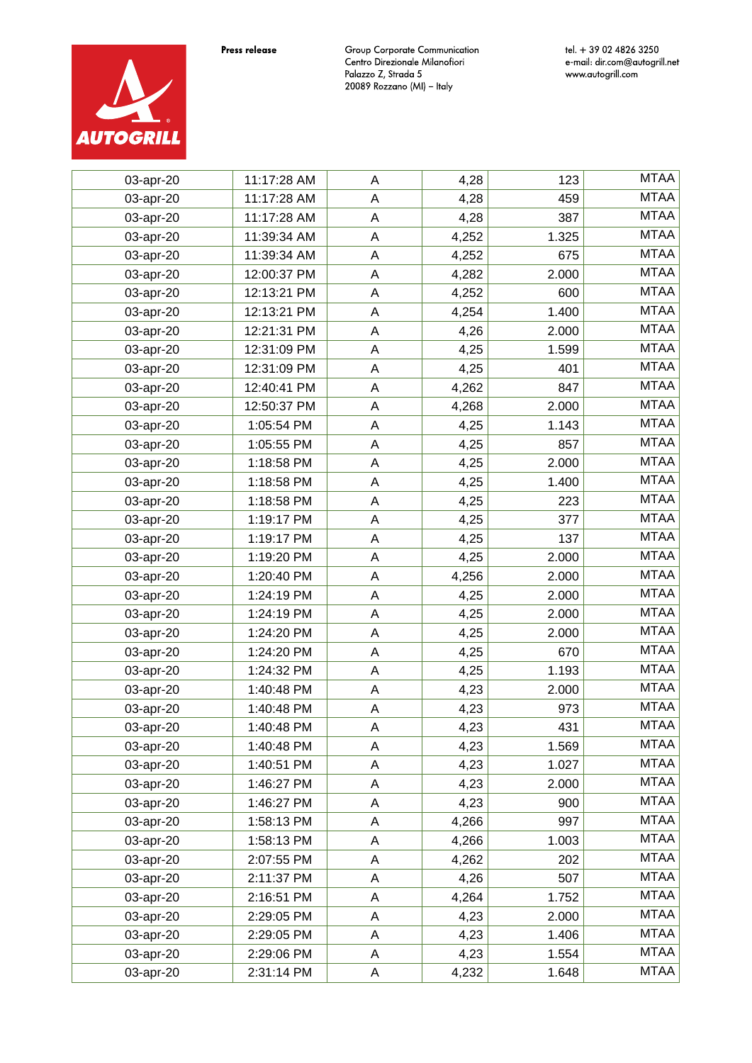**Press release**

Group Corporate Communication
Centro Direzionale Milanofiori
Palazzo Z, Strada 5
20089 Rozzano (MI) – Italy

tel. + 39 02 4826 3250
e-mail: dir.com@autogrill.net
www.autogrill.com

| | | | | | |
|---|---|---|---|---|---|
| 03-apr-20 | 11:17:28 AM | A | 4,28 | 123 | MTAA |
| 03-apr-20 | 11:17:28 AM | A | 4,28 | 459 | MTAA |
| 03-apr-20 | 11:17:28 AM | A | 4,28 | 387 | MTAA |
| 03-apr-20 | 11:39:34 AM | A | 4,252 | 1.325 | MTAA |
| 03-apr-20 | 11:39:34 AM | A | 4,252 | 675 | MTAA |
| 03-apr-20 | 12:00:37 PM | A | 4,282 | 2.000 | MTAA |
| 03-apr-20 | 12:13:21 PM | A | 4,252 | 600 | MTAA |
| 03-apr-20 | 12:13:21 PM | A | 4,254 | 1.400 | MTAA |
| 03-apr-20 | 12:21:31 PM | A | 4,26 | 2.000 | MTAA |
| 03-apr-20 | 12:31:09 PM | A | 4,25 | 1.599 | MTAA |
| 03-apr-20 | 12:31:09 PM | A | 4,25 | 401 | MTAA |
| 03-apr-20 | 12:40:41 PM | A | 4,262 | 847 | MTAA |
| 03-apr-20 | 12:50:37 PM | A | 4,268 | 2.000 | MTAA |
| 03-apr-20 | 1:05:54 PM | A | 4,25 | 1.143 | MTAA |
| 03-apr-20 | 1:05:55 PM | A | 4,25 | 857 | MTAA |
| 03-apr-20 | 1:18:58 PM | A | 4,25 | 2.000 | MTAA |
| 03-apr-20 | 1:18:58 PM | A | 4,25 | 1.400 | MTAA |
| 03-apr-20 | 1:18:58 PM | A | 4,25 | 223 | MTAA |
| 03-apr-20 | 1:19:17 PM | A | 4,25 | 377 | MTAA |
| 03-apr-20 | 1:19:17 PM | A | 4,25 | 137 | MTAA |
| 03-apr-20 | 1:19:20 PM | A | 4,25 | 2.000 | MTAA |
| 03-apr-20 | 1:20:40 PM | A | 4,256 | 2.000 | MTAA |
| 03-apr-20 | 1:24:19 PM | A | 4,25 | 2.000 | MTAA |
| 03-apr-20 | 1:24:19 PM | A | 4,25 | 2.000 | MTAA |
| 03-apr-20 | 1:24:20 PM | A | 4,25 | 2.000 | MTAA |
| 03-apr-20 | 1:24:20 PM | A | 4,25 | 670 | MTAA |
| 03-apr-20 | 1:24:32 PM | A | 4,25 | 1.193 | MTAA |
| 03-apr-20 | 1:40:48 PM | A | 4,23 | 2.000 | MTAA |
| 03-apr-20 | 1:40:48 PM | A | 4,23 | 973 | MTAA |
| 03-apr-20 | 1:40:48 PM | A | 4,23 | 431 | MTAA |
| 03-apr-20 | 1:40:48 PM | A | 4,23 | 1.569 | MTAA |
| 03-apr-20 | 1:40:51 PM | A | 4,23 | 1.027 | MTAA |
| 03-apr-20 | 1:46:27 PM | A | 4,23 | 2.000 | MTAA |
| 03-apr-20 | 1:46:27 PM | A | 4,23 | 900 | MTAA |
| 03-apr-20 | 1:58:13 PM | A | 4,266 | 997 | MTAA |
| 03-apr-20 | 1:58:13 PM | A | 4,266 | 1.003 | MTAA |
| 03-apr-20 | 2:07:55 PM | A | 4,262 | 202 | MTAA |
| 03-apr-20 | 2:11:37 PM | A | 4,26 | 507 | MTAA |
| 03-apr-20 | 2:16:51 PM | A | 4,264 | 1.752 | MTAA |
| 03-apr-20 | 2:29:05 PM | A | 4,23 | 2.000 | MTAA |
| 03-apr-20 | 2:29:05 PM | A | 4,23 | 1.406 | MTAA |
| 03-apr-20 | 2:29:06 PM | A | 4,23 | 1.554 | MTAA |
| 03-apr-20 | 2:31:14 PM | A | 4,232 | 1.648 | MTAA |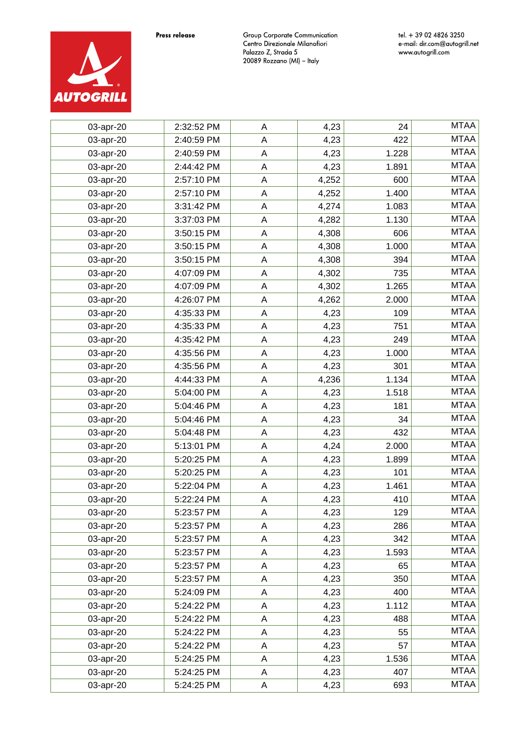Press release

Group Corporate Communication
Centro Direzionale Milanofiori
Palazzo Z, Strada 5
20089 Rozzano (MI) – Italy

tel. + 39 02 4826 3250
e-mail: dir.com@autogrill.net
www.autogrill.com

| | | | | | |
|---|---|---|---|---|---|
| 03-apr-20 | 2:32:52 PM | A | 4,23 | 24 | MTAA |
| 03-apr-20 | 2:40:59 PM | A | 4,23 | 422 | MTAA |
| 03-apr-20 | 2:40:59 PM | A | 4,23 | 1.228 | MTAA |
| 03-apr-20 | 2:44:42 PM | A | 4,23 | 1.891 | MTAA |
| 03-apr-20 | 2:57:10 PM | A | 4,252 | 600 | MTAA |
| 03-apr-20 | 2:57:10 PM | A | 4,252 | 1.400 | MTAA |
| 03-apr-20 | 3:31:42 PM | A | 4,274 | 1.083 | MTAA |
| 03-apr-20 | 3:37:03 PM | A | 4,282 | 1.130 | MTAA |
| 03-apr-20 | 3:50:15 PM | A | 4,308 | 606 | MTAA |
| 03-apr-20 | 3:50:15 PM | A | 4,308 | 1.000 | MTAA |
| 03-apr-20 | 3:50:15 PM | A | 4,308 | 394 | MTAA |
| 03-apr-20 | 4:07:09 PM | A | 4,302 | 735 | MTAA |
| 03-apr-20 | 4:07:09 PM | A | 4,302 | 1.265 | MTAA |
| 03-apr-20 | 4:26:07 PM | A | 4,262 | 2.000 | MTAA |
| 03-apr-20 | 4:35:33 PM | A | 4,23 | 109 | MTAA |
| 03-apr-20 | 4:35:33 PM | A | 4,23 | 751 | MTAA |
| 03-apr-20 | 4:35:42 PM | A | 4,23 | 249 | MTAA |
| 03-apr-20 | 4:35:56 PM | A | 4,23 | 1.000 | MTAA |
| 03-apr-20 | 4:35:56 PM | A | 4,23 | 301 | MTAA |
| 03-apr-20 | 4:44:33 PM | A | 4,236 | 1.134 | MTAA |
| 03-apr-20 | 5:04:00 PM | A | 4,23 | 1.518 | MTAA |
| 03-apr-20 | 5:04:46 PM | A | 4,23 | 181 | MTAA |
| 03-apr-20 | 5:04:46 PM | A | 4,23 | 34 | MTAA |
| 03-apr-20 | 5:04:48 PM | A | 4,23 | 432 | MTAA |
| 03-apr-20 | 5:13:01 PM | A | 4,24 | 2.000 | MTAA |
| 03-apr-20 | 5:20:25 PM | A | 4,23 | 1.899 | MTAA |
| 03-apr-20 | 5:20:25 PM | A | 4,23 | 101 | MTAA |
| 03-apr-20 | 5:22:04 PM | A | 4,23 | 1.461 | MTAA |
| 03-apr-20 | 5:22:24 PM | A | 4,23 | 410 | MTAA |
| 03-apr-20 | 5:23:57 PM | A | 4,23 | 129 | MTAA |
| 03-apr-20 | 5:23:57 PM | A | 4,23 | 286 | MTAA |
| 03-apr-20 | 5:23:57 PM | A | 4,23 | 342 | MTAA |
| 03-apr-20 | 5:23:57 PM | A | 4,23 | 1.593 | MTAA |
| 03-apr-20 | 5:23:57 PM | A | 4,23 | 65 | MTAA |
| 03-apr-20 | 5:23:57 PM | A | 4,23 | 350 | MTAA |
| 03-apr-20 | 5:24:09 PM | A | 4,23 | 400 | MTAA |
| 03-apr-20 | 5:24:22 PM | A | 4,23 | 1.112 | MTAA |
| 03-apr-20 | 5:24:22 PM | A | 4,23 | 488 | MTAA |
| 03-apr-20 | 5:24:22 PM | A | 4,23 | 55 | MTAA |
| 03-apr-20 | 5:24:22 PM | A | 4,23 | 57 | MTAA |
| 03-apr-20 | 5:24:25 PM | A | 4,23 | 1.536 | MTAA |
| 03-apr-20 | 5:24:25 PM | A | 4,23 | 407 | MTAA |
| 03-apr-20 | 5:24:25 PM | A | 4,23 | 693 | MTAA |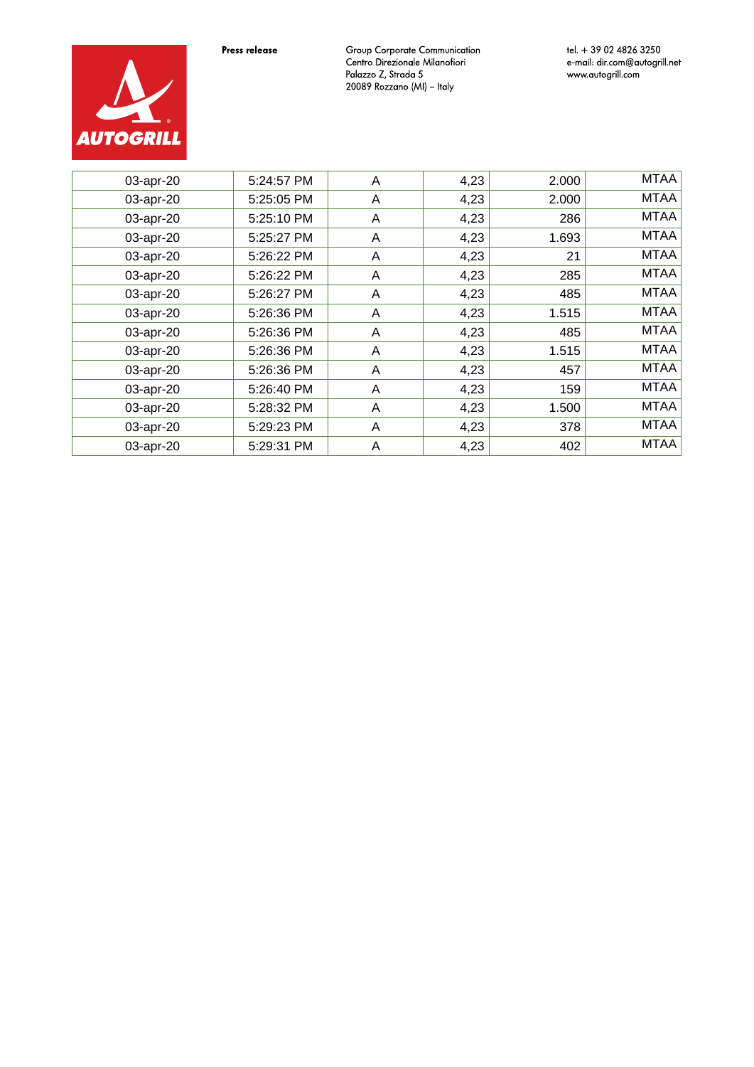Press release

Group Corporate Communication
Centro Direzionale Milanofiori
Palazzo Z, Strada 5
20089 Rozzano (MI) – Italy

tel. + 39 02 4826 3250
e-mail: dir.com@autogrill.net
www.autogrill.com

| | | | | | |
|---|---|---|---|---|---|
| 03-apr-20 | 5:24:57 PM | A | 4,23 | 2.000 | MTAA |
| 03-apr-20 | 5:25:05 PM | A | 4,23 | 2.000 | MTAA |
| 03-apr-20 | 5:25:10 PM | A | 4,23 | 286 | MTAA |
| 03-apr-20 | 5:25:27 PM | A | 4,23 | 1.693 | MTAA |
| 03-apr-20 | 5:26:22 PM | A | 4,23 | 21 | MTAA |
| 03-apr-20 | 5:26:22 PM | A | 4,23 | 285 | MTAA |
| 03-apr-20 | 5:26:27 PM | A | 4,23 | 485 | MTAA |
| 03-apr-20 | 5:26:36 PM | A | 4,23 | 1.515 | MTAA |
| 03-apr-20 | 5:26:36 PM | A | 4,23 | 485 | MTAA |
| 03-apr-20 | 5:26:36 PM | A | 4,23 | 1.515 | MTAA |
| 03-apr-20 | 5:26:36 PM | A | 4,23 | 457 | MTAA |
| 03-apr-20 | 5:26:40 PM | A | 4,23 | 159 | MTAA |
| 03-apr-20 | 5:28:32 PM | A | 4,23 | 1.500 | MTAA |
| 03-apr-20 | 5:29:23 PM | A | 4,23 | 378 | MTAA |
| 03-apr-20 | 5:29:31 PM | A | 4,23 | 402 | MTAA |